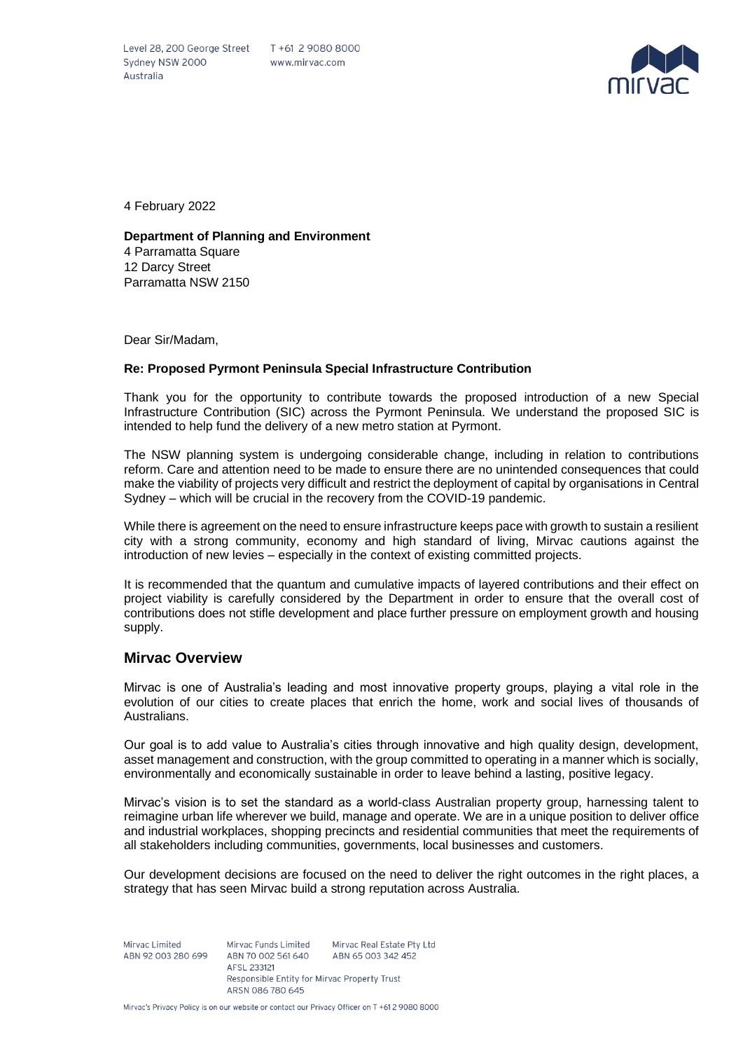Level 28, 200 George Street
Sydney NSW 2000
Australia

T +61 2 9080 8000
www.mirvac.com

4 February 2022

**Department of Planning and Environment**
4 Parramatta Square
12 Darcy Street
Parramatta NSW 2150

Dear Sir/Madam,

**Re: Proposed Pyrmont Peninsula Special Infrastructure Contribution**

Thank you for the opportunity to contribute towards the proposed introduction of a new Special Infrastructure Contribution (SIC) across the Pyrmont Peninsula. We understand the proposed SIC is intended to help fund the delivery of a new metro station at Pyrmont.

The NSW planning system is undergoing considerable change, including in relation to contributions reform. Care and attention need to be made to ensure there are no unintended consequences that could make the viability of projects very difficult and restrict the deployment of capital by organisations in Central Sydney – which will be crucial in the recovery from the COVID-19 pandemic.

While there is agreement on the need to ensure infrastructure keeps pace with growth to sustain a resilient city with a strong community, economy and high standard of living, Mirvac cautions against the introduction of new levies – especially in the context of existing committed projects.

It is recommended that the quantum and cumulative impacts of layered contributions and their effect on project viability is carefully considered by the Department in order to ensure that the overall cost of contributions does not stifle development and place further pressure on employment growth and housing supply.

## Mirvac Overview

Mirvac is one of Australia's leading and most innovative property groups, playing a vital role in the evolution of our cities to create places that enrich the home, work and social lives of thousands of Australians.

Our goal is to add value to Australia's cities through innovative and high quality design, development, asset management and construction, with the group committed to operating in a manner which is socially, environmentally and economically sustainable in order to leave behind a lasting, positive legacy.

Mirvac's vision is to set the standard as a world-class Australian property group, harnessing talent to reimagine urban life wherever we build, manage and operate. We are in a unique position to deliver office and industrial workplaces, shopping precincts and residential communities that meet the requirements of all stakeholders including communities, governments, local businesses and customers.

Our development decisions are focused on the need to deliver the right outcomes in the right places, a strategy that has seen Mirvac build a strong reputation across Australia.

Mirvac Limited
ABN 92 003 280 699

Mirvac Funds Limited
ABN 70 002 561 640
AFSL 233121
Responsible Entity for Mirvac Property Trust
ARSN 086 780 645

Mirvac Real Estate Pty Ltd
ABN 65 003 342 452

Mirvac's Privacy Policy is on our website or contact our Privacy Officer on T +61 2 9080 8000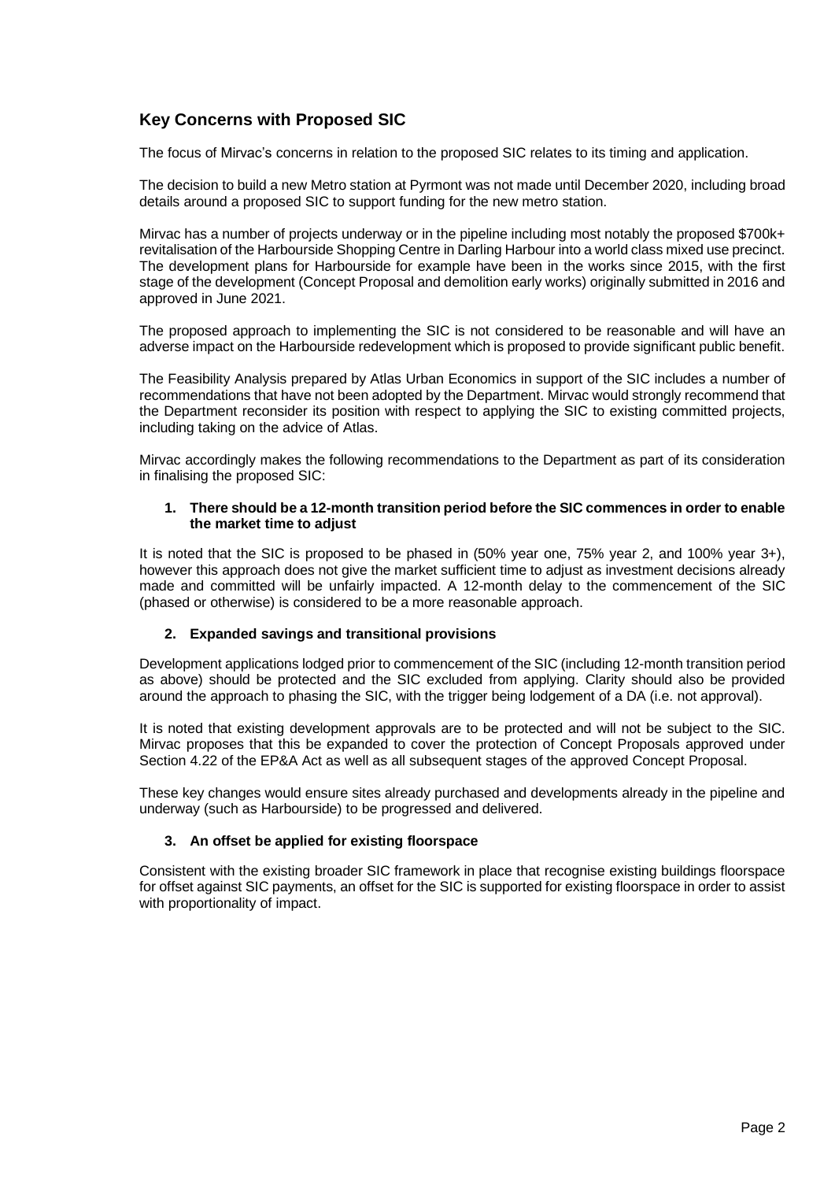## Key Concerns with Proposed SIC

The focus of Mirvac's concerns in relation to the proposed SIC relates to its timing and application.

The decision to build a new Metro station at Pyrmont was not made until December 2020, including broad details around a proposed SIC to support funding for the new metro station.

Mirvac has a number of projects underway or in the pipeline including most notably the proposed $700k+ revitalisation of the Harbourside Shopping Centre in Darling Harbour into a world class mixed use precinct. The development plans for Harbourside for example have been in the works since 2015, with the first stage of the development (Concept Proposal and demolition early works) originally submitted in 2016 and approved in June 2021.

The proposed approach to implementing the SIC is not considered to be reasonable and will have an adverse impact on the Harbourside redevelopment which is proposed to provide significant public benefit.

The Feasibility Analysis prepared by Atlas Urban Economics in support of the SIC includes a number of recommendations that have not been adopted by the Department. Mirvac would strongly recommend that the Department reconsider its position with respect to applying the SIC to existing committed projects, including taking on the advice of Atlas.

Mirvac accordingly makes the following recommendations to the Department as part of its consideration in finalising the proposed SIC:

1. **There should be a 12-month transition period before the SIC commences in order to enable the market time to adjust**

It is noted that the SIC is proposed to be phased in (50% year one, 75% year 2, and 100% year 3+), however this approach does not give the market sufficient time to adjust as investment decisions already made and committed will be unfairly impacted. A 12-month delay to the commencement of the SIC (phased or otherwise) is considered to be a more reasonable approach.

2. **Expanded savings and transitional provisions**

Development applications lodged prior to commencement of the SIC (including 12-month transition period as above) should be protected and the SIC excluded from applying. Clarity should also be provided around the approach to phasing the SIC, with the trigger being lodgement of a DA (i.e. not approval).

It is noted that existing development approvals are to be protected and will not be subject to the SIC. Mirvac proposes that this be expanded to cover the protection of Concept Proposals approved under Section 4.22 of the EP&A Act as well as all subsequent stages of the approved Concept Proposal.

These key changes would ensure sites already purchased and developments already in the pipeline and underway (such as Harbourside) to be progressed and delivered.

3. **An offset be applied for existing floorspace**

Consistent with the existing broader SIC framework in place that recognise existing buildings floorspace for offset against SIC payments, an offset for the SIC is supported for existing floorspace in order to assist with proportionality of impact.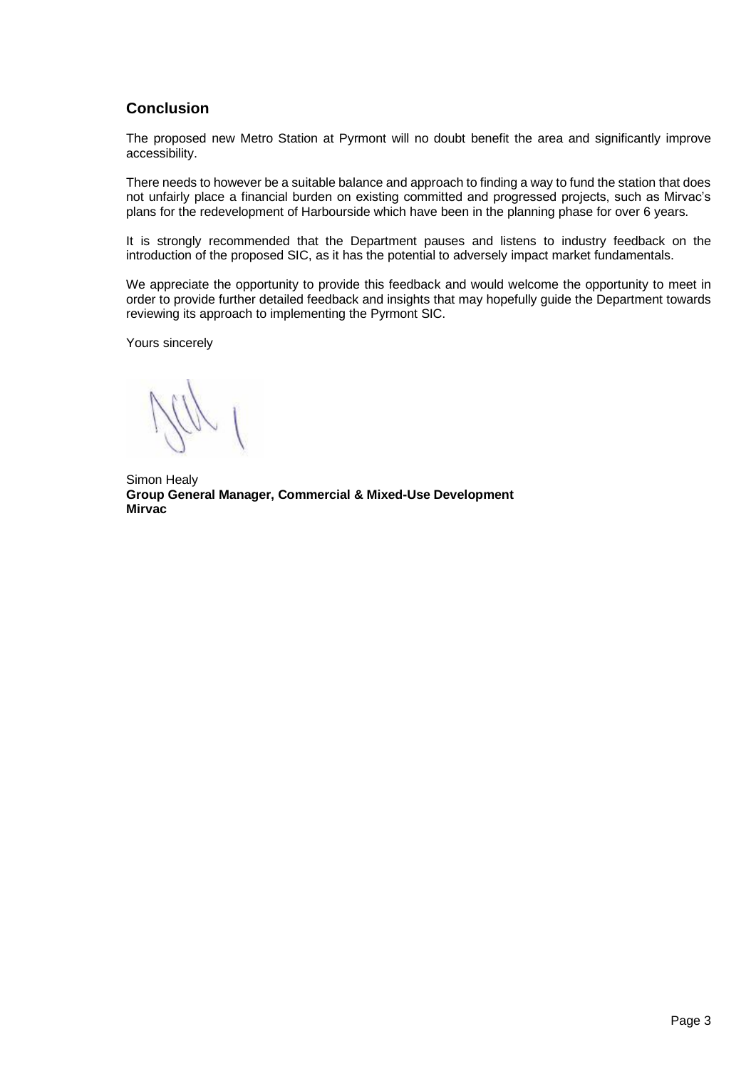## Conclusion

The proposed new Metro Station at Pyrmont will no doubt benefit the area and significantly improve accessibility.

There needs to however be a suitable balance and approach to finding a way to fund the station that does not unfairly place a financial burden on existing committed and progressed projects, such as Mirvac's plans for the redevelopment of Harbourside which have been in the planning phase for over 6 years.

It is strongly recommended that the Department pauses and listens to industry feedback on the introduction of the proposed SIC, as it has the potential to adversely impact market fundamentals.

We appreciate the opportunity to provide this feedback and would welcome the opportunity to meet in order to provide further detailed feedback and insights that may hopefully guide the Department towards reviewing its approach to implementing the Pyrmont SIC.

Yours sincerely

Simon Healy
**Group General Manager, Commercial & Mixed-Use Development**
**Mirvac**